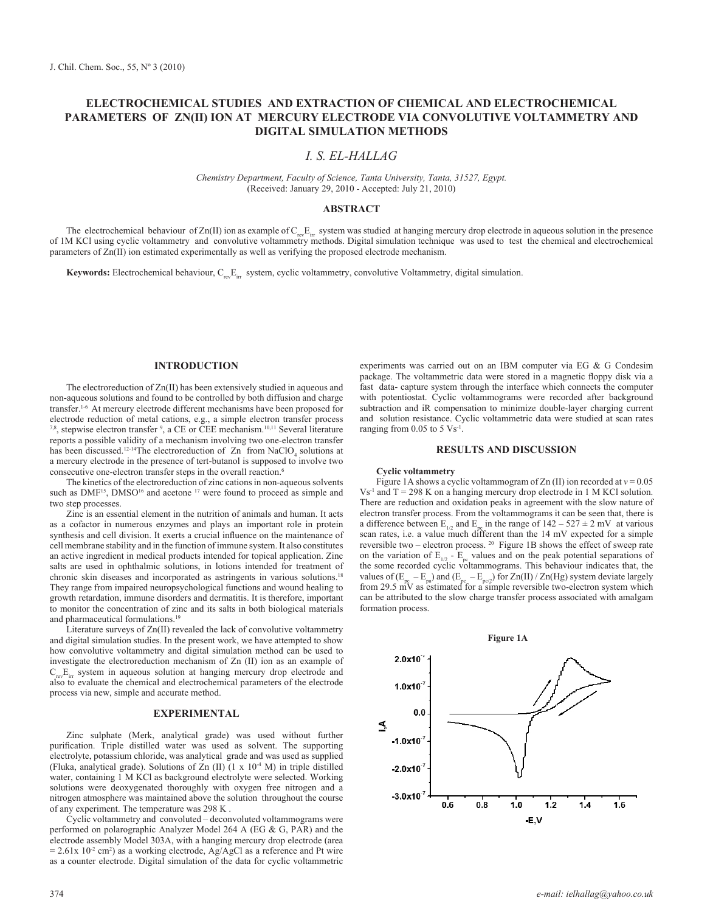# ELECTROCHEMICAL STUDIES AND EXTRACTION OF CHEMICAL AND ELECTROCHEMICAL PARAMETERS OF ZN(II) ION AT MERCURY ELECTRODE VIA CONVOLUTIVE VOLTAMMETRY AND DIGITAL SIMULATION METHODS

*I. S. EL-HALLAG*

*Chemistry Department, Faculty of Science, Tanta University, Tanta, 31527, Egypt.*
(Received: January 29, 2010 - Accepted: July 21, 2010)

## ABSTRACT

The electrochemical behaviour of Zn(II) ion as example of $C_{rev}E_{irr}$ system was studied at hanging mercury drop electrode in aqueous solution in the presence of 1M KCl using cyclic voltammetry and convolutive voltammetry methods. Digital simulation technique was used to test the chemical and electrochemical parameters of Zn(II) ion estimated experimentally as well as verifying the proposed electrode mechanism.

**Keywords:** Electrochemical behaviour, $C_{rev}E_{irr}$ system, cyclic voltammetry, convolutive Voltammetry, digital simulation.

## INTRODUCTION

The electroreduction of Zn(II) has been extensively studied in aqueous and non-aqueous solutions and found to be controlled by both diffusion and charge transfer.[1-6] At mercury electrode different mechanisms have been proposed for electrode reduction of metal cations, e.g., a simple electron transfer process [7,8], stepwise electron transfer [9], a CE or CEE mechanism.[10,11] Several literature reports a possible validity of a mechanism involving two one-electron transfer has been discussed.[12-14] The electroreduction of Zn from $NaClO_4$ solutions at a mercury electrode in the presence of tert-butanol is supposed to involve two consecutive one-electron transfer steps in the overall reaction.[6]

The kinetics of the electroreduction of zinc cations in non-aqueous solvents such as DMF[15], DMSO[16] and acetone [17] were found to proceed as simple and two step processes.

Zinc is an essential element in the nutrition of animals and human. It acts as a cofactor in numerous enzymes and plays an important role in protein synthesis and cell division. It exerts a crucial influence on the maintenance of cell membrane stability and in the function of immune system. It also constitutes an active ingredient in medical products intended for topical application. Zinc salts are used in ophthalmic solutions, in lotions intended for treatment of chronic skin diseases and incorporated as astringents in various solutions.[18] They range from impaired neuropsychological functions and wound healing to growth retardation, immune disorders and dermatitis. It is therefore, important to monitor the concentration of zinc and its salts in both biological materials and pharmaceutical formulations.[19]

Literature surveys of Zn(II) revealed the lack of convolutive voltammetry and digital simulation studies. In the present work, we have attempted to show how convolutive voltammetry and digital simulation method can be used to investigate the electroreduction mechanism of Zn (II) ion as an example of $C_{rev}E_{irr}$ system in aqueous solution at hanging mercury drop electrode and also to evaluate the chemical and electrochemical parameters of the electrode process via new, simple and accurate method.

## EXPERIMENTAL

Zinc sulphate (Merk, analytical grade) was used without further purification. Triple distilled water was used as solvent. The supporting electrolyte, potassium chloride, was analytical grade and was used as supplied (Fluka, analytical grade). Solutions of Zn (II) ($1 \times 10^{-4}$ M) in triple distilled water, containing 1 M KCl as background electrolyte were selected. Working solutions were deoxygenated thoroughly with oxygen free nitrogen and a nitrogen atmosphere was maintained above the solution throughout the course of any experiment. The temperature was 298 K .

Cyclic voltammetry and convoluted – deconvoluted voltammograms were performed on polarographic Analyzer Model 264 A (EG & G, PAR) and the electrode assembly Model 303A, with a hanging mercury drop electrode (area = $2.61 \times 10^{-2}$ $cm^2$) as a working electrode, Ag/AgCl as a reference and Pt wire as a counter electrode. Digital simulation of the data for cyclic voltammetric experiments was carried out on an IBM computer via EG & G Condesim package. The voltammetric data were stored in a magnetic floppy disk via a fast data- capture system through the interface which connects the computer with potentiostat. Cyclic voltammograms were recorded after background subtraction and iR compensation to minimize double-layer charging current and solution resistance. Cyclic voltammetric data were studied at scan rates ranging from 0.05 to 5 $Vs^{-1}$.

## RESULTS AND DISCUSSION

### Cyclic voltammetry

Figure 1A shows a cyclic voltammogram of Zn (II) ion recorded at $v$ = 0.05 $Vs^{-1}$ and T = 298 K on a hanging mercury drop electrode in 1 M KCl solution. There are reduction and oxidation peaks in agreement with the slow nature of electron transfer process. From the voltammograms it can be seen that, there is a difference between $E_{1/2}$ and $E_{pc}$ in the range of 142 – 527 ± 2 mV at various scan rates, i.e. a value much different than the 14 mV expected for a simple reversible two – electron process. [20] Figure 1B shows the effect of sweep rate on the variation of $E_{1/2}$ - $E_{pc}$ values and on the peak potential separations of the some recorded cyclic voltammograms. This behaviour indicates that, the values of ($E_{pc} – E_{pa}$) and ($E_{pc} – E_{pc/2}$) for Zn(II) / Zn(Hg) system deviate largely from 29.5 mV as estimated for a simple reversible two-electron system which can be attributed to the slow charge transfer process associated with amalgam formation process.

**Figure 1A**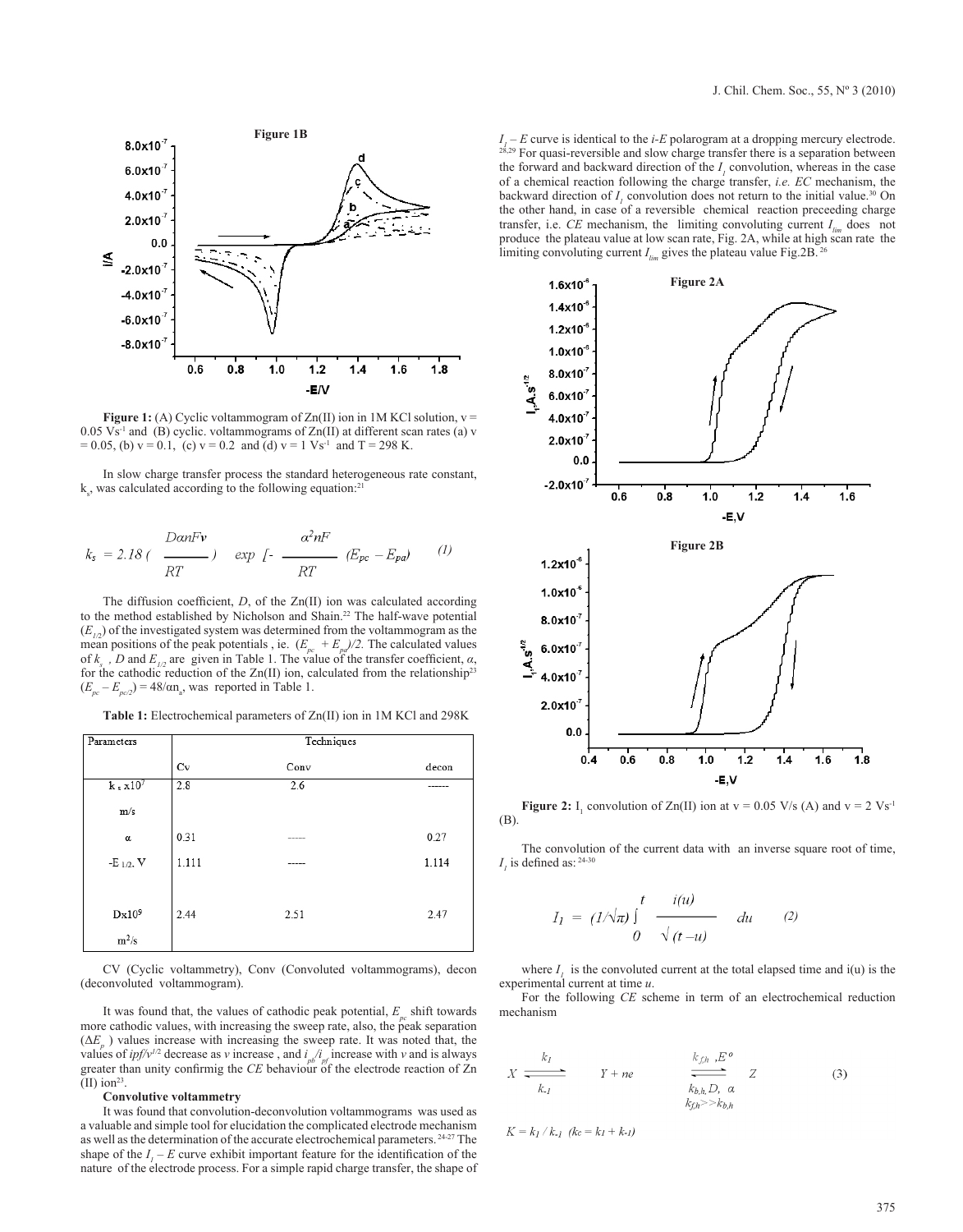**Figure 1:** (A) Cyclic voltammogram of Zn(II) ion in 1M KCl solution, v = 0.05 $Vs^{-1}$ and (B) cyclic. voltammograms of Zn(II) at different scan rates (a) v = 0.05, (b) v = 0.1, (c) v = 0.2 and (d) v = 1 $Vs^{-1}$ and T = 298 K.

In slow charge transfer process the standard heterogeneous rate constant, $k_s$, was calculated according to the following equation:[21]

$$k_s = 2.18 \left( \frac{D\alpha n F v}{RT} \right) \exp \left[ - \frac{\alpha^2 n F}{RT} (E_{pc} - E_{pa}) \right] \qquad (1)$$

The diffusion coefficient, $D$, of the Zn(II) ion was calculated according to the method established by Nicholson and Shain.[22] The half-wave potential ($E_{1/2}$) of the investigated system was determined from the voltammogram as the mean positions of the peak potentials , ie. $(E_{pc} + E_{pa})/2$. The calculated values of $k_s$ , $D$ and $E_{1/2}$ are given in Table 1. The value of the transfer coefficient, $\alpha$, for the cathodic reduction of the Zn(II) ion, calculated from the relationship[23] $(E_{pc} - E_{pc/2}) = 48/\alpha n_a$, was reported in Table 1.

**Table 1:** Electrochemical parameters of Zn(II) ion in 1M KCl and 298K

| Parameters | Techniques | | |
|---|---|---|---|
| | Cv | Conv | decon |
| $k_s$ x$10^7$ m/s | 2.8 | 2.6 | ------ |
| $\alpha$ | 0.31 | ----- | 0.27 |
| -$E_{1/2}$, V | 1.111 | ----- | 1.114 |
| Dx$10^9$ $m^2$/s | 2.44 | 2.51 | 2.47 |

CV (Cyclic voltammetry), Conv (Convoluted voltammograms), decon (deconvoluted voltammogram).

It was found that, the values of cathodic peak potential, $E_{pc}$ shift towards more cathodic values, with increasing the sweep rate, also, the peak separation ($\Delta E_p$ ) values increase with increasing the sweep rate. It was noted that, the values of $ipf/v^{1/2}$ decrease as $v$ increase , and $i_{pb}/i_{pf}$ increase with $v$ and is always greater than unity confirmig the *CE* behaviour of the electrode reaction of Zn (II) ion[23].

**Convolutive voltammetry**

It was found that convolution-deconvolution voltammograms was used as a valuable and simple tool for elucidation the complicated electrode mechanism as well as the determination of the accurate electrochemical parameters.[24-27] The shape of the $I_1 - E$ curve exhibit important feature for the identification of the nature of the electrode process. For a simple rapid charge transfer, the shape of $I_1 - E$ curve is identical to the *i-E* polarogram at a dropping mercury electrode.[28,29] For quasi-reversible and slow charge transfer there is a separation between the forward and backward direction of the $I_1$ convolution, whereas in the case of a chemical reaction following the charge transfer, *i.e. EC* mechanism, the backward direction of $I_1$ convolution does not return to the initial value.[30] On the other hand, in case of a reversible chemical reaction preceeding charge transfer, i.e. *CE* mechanism, the limiting convoluting current $I_{lim}$ does not produce the plateau value at low scan rate, Fig. 2A, while at high scan rate the limiting convoluting current $I_{lim}$ gives the plateau value Fig.2B.[26]

**Figure 2:** $I_1$ convolution of Zn(II) ion at v = 0.05 V/s (A) and v = 2 $Vs^{-1}$ (B).

The convolution of the current data with an inverse square root of time, $I_1$ is defined as:[24-30]

$$I_1 = (1/\sqrt{\pi}) \int_0^t \frac{i(u)}{\sqrt{(t-u)}} du \qquad (2)$$

where $I_1$ is the convoluted current at the total elapsed time and i(u) is the experimental current at time $u$.

For the following *CE* scheme in term of an electrochemical reduction mechanism

$$X \underset{k_{-1}}{\overset{k_1}{\rightleftharpoons}} Y + ne \underset{k_{b,h}, D, \ \alpha}{\overset{k_{f,h} \ , E^o}{\rightleftharpoons}} Z \qquad (3)$$

$$k_{f,h} >> k_{b,h}$$

$K = k_1 / k_{-1}$ $(k_c = k_1 + k_{-1})$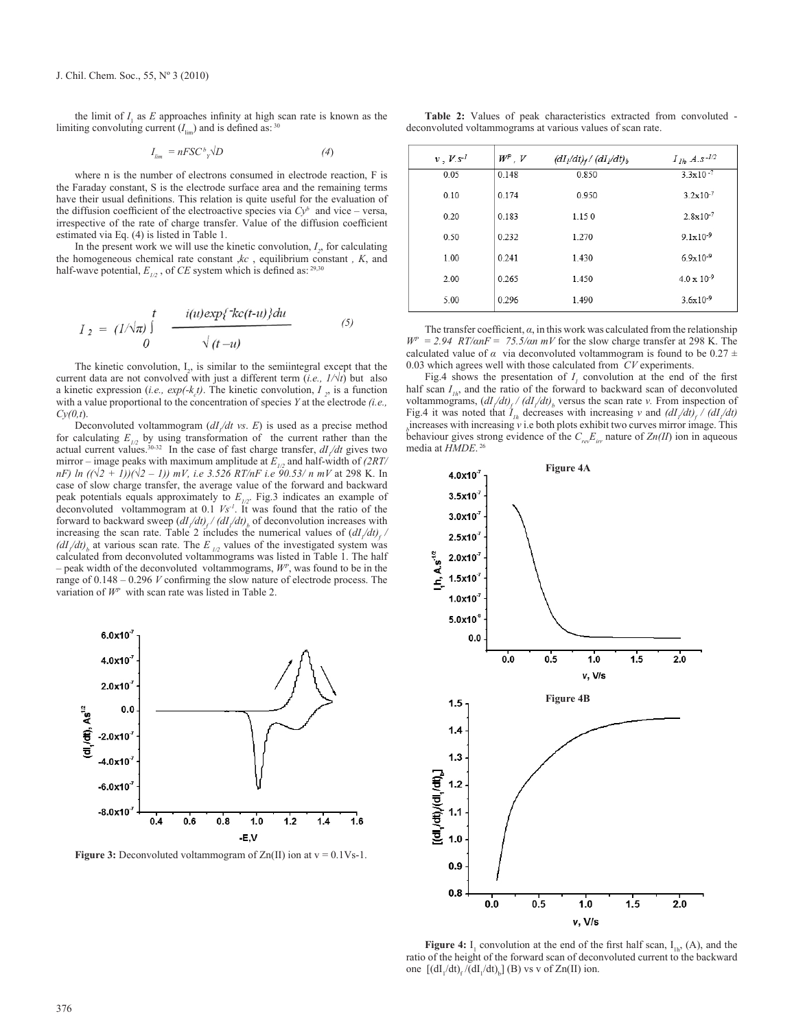the limit of $I_1$ as $E$ approaches infinity at high scan rate is known as the limiting convoluting current ($I_{lim}$) and is defined as: [30]

$$I_{lim} = nFSC^b_Y\sqrt{D} \qquad (4)$$

where n is the number of electrons consumed in electrode reaction, F is the Faraday constant, S is the electrode surface area and the remaining terms have their usual definitions. This relation is quite useful for the evaluation of the diffusion coefficient of the electroactive species via $Cy^b$ and vice – versa, irrespective of the rate of charge transfer. Value of the diffusion coefficient estimated via Eq. (4) is listed in Table 1.

In the present work we will use the kinetic convolution, $I_2$, for calculating the homogeneous chemical rate constant ,$kc$ , equilibrium constant , $K$, and half-wave potential, $E_{1/2}$ , of $CE$ system which is defined as: [29,30]

$$I_2 = (1/\sqrt{\pi})\int_0^t \frac{i(u)\exp\{-kc(t-u)\}du}{\sqrt{(t-u)}} \qquad (5)$$

The kinetic convolution, $I_2$, is similar to the semiintegral except that the current data are not convolved with just a different term (*i.e., $1/\sqrt{t}$*) but also a kinetic expression (*i.e., $\exp(-k_ct)$*). The kinetic convolution, $I_2$, is a function with a value proportional to the concentration of species *Y* at the electrode *(i.e., $Cy(0,t)$*.

Deconvoluted voltammogram ($dI_1/dt$ *vs*. $E$) is used as a precise method for calculating $E_{1/2}$ by using transformation of the current rather than the actual current values.[30-32] In the case of fast charge transfer, $dI_1/dt$ gives two mirror – image peaks with maximum amplitude at $E_{1/2}$ and half-width of *(2RT/ nF) ln ((√2 + 1))(√2 – 1)) mV, i.e 3.526 RT/nF i.e 90.53/ n mV* at 298 K. In case of slow charge transfer, the average value of the forward and backward peak potentials equals approximately to $E_{1/2}$. Fig.3 indicates an example of deconvoluted voltammogram at 0.1 $Vs^{-1}$. It was found that the ratio of the forward to backward sweep $(dI_1/dt)_f / (dI_1/dt)_b$ of deconvolution increases with increasing the scan rate. Table 2 includes the numerical values of $(dI_1/dt)_f / (dI_1/dt)_b$ at various scan rate. The $E_{1/2}$ values of the investigated system was calculated from deconvoluted voltammograms was listed in Table 1. The half – peak width of the deconvoluted voltammograms, $W^p$, was found to be in the range of 0.148 – 0.296 *V* confirming the slow nature of electrode process. The variation of $W^p$ with scan rate was listed in Table 2.

**Figure 3:** Deconvoluted voltammogram of Zn(II) ion at v = 0.1Vs-1.

**Table 2:** Values of peak characteristics extracted from convoluted - deconvoluted voltammograms at various values of scan rate.

| $v$, $V.s^{-1}$ | $W^p$, V | $(dI_1/dt)_f / (dI_1/dt)_b$ | $I_{1h}$ $A.s^{-1/2}$ |
|---|---|---|---|
| 0.05 | 0.148 | 0.850 | $3.3\times10^{-7}$ |
| 0.10 | 0.174 | 0.950 | $3.2\times10^{-7}$ |
| 0.20 | 0.183 | 1.150 | $2.8\times10^{-7}$ |
| 0.50 | 0.232 | 1.270 | $9.1\times10^{-9}$ |
| 1.00 | 0.241 | 1.430 | $6.9\times10^{-9}$ |
| 2.00 | 0.265 | 1.450 | $4.0\times10^{-9}$ |
| 5.00 | 0.296 | 1.490 | $3.6\times10^{-9}$ |

The transfer coefficient, $\alpha$, in this work was calculated from the relationship $W^p = 2.94$ $RT/\alpha nF = 75.5/\alpha n$ $mV$ for the slow charge transfer at 298 K. The calculated value of $\alpha$ via deconvoluted voltammogram is found to be 0.27 ± 0.03 which agrees well with those calculated from *CV* experiments.

Fig.4 shows the presentation of $I_1$ convolution at the end of the first half scan $I_{1h}$, and the ratio of the forward to backward scan of deconvoluted voltammograms, $(dI_1/dt)_f / (dI_1/dt)_b$ versus the scan rate *v*. From inspection of Fig.4 it was noted that $I_{1h}$ decreases with increasing *v* and $(dI_1/dt)_f / (dI_1/dt)_b$ increases with increasing *v* i.e both plots exhibit two curves mirror image. This behaviour gives strong evidence of the $C_{rev}E_{irr}$ nature of *Zn(II)* ion in aqueous media at *HMDE*. [26]

**Figure 4:** $I_1$ convolution at the end of the first half scan, $I_{1h}$, (A), and the ratio of the height of the forward scan of deconvoluted current to the backward one $[(dI_1/dt)_f/(dI_1/dt)_b]$ (B) vs v of Zn(II) ion.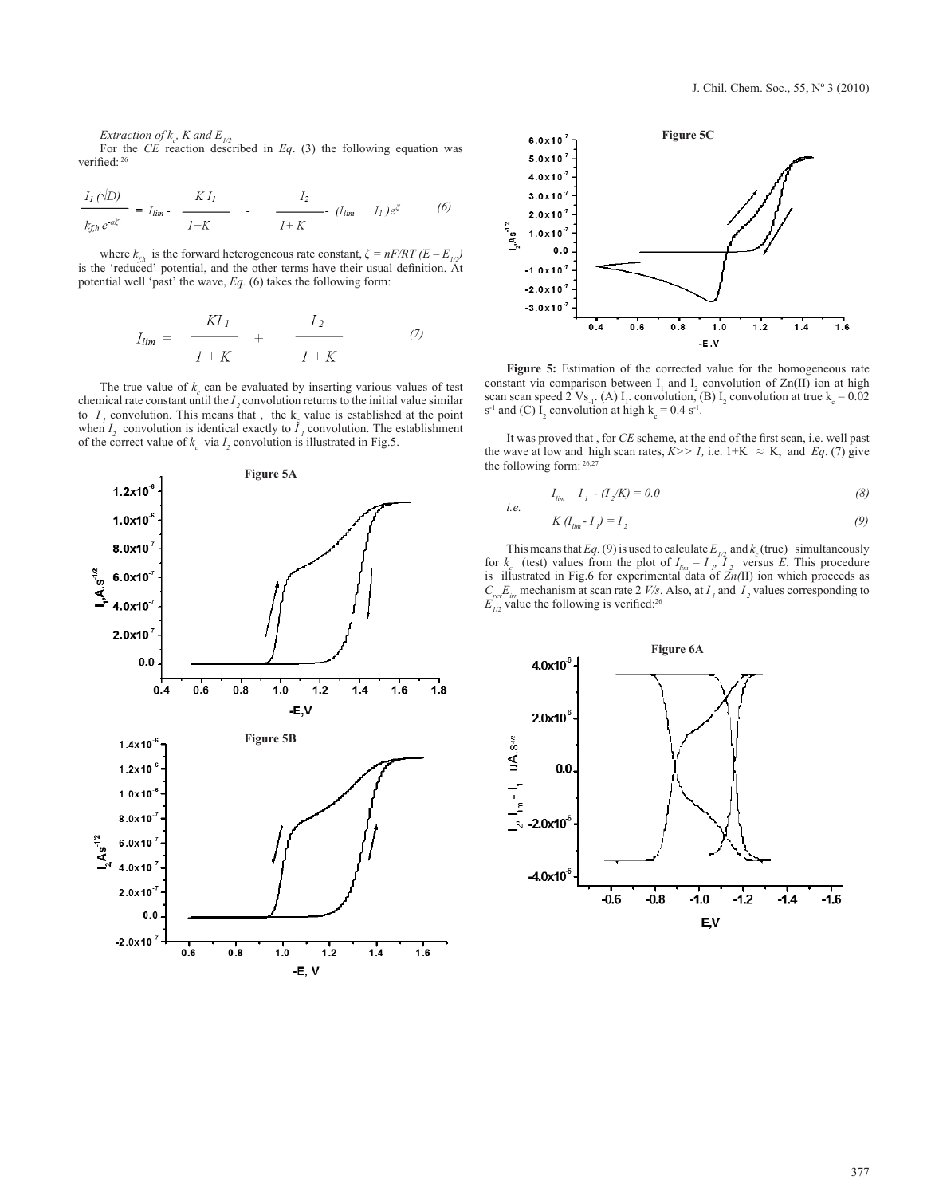*Extraction of $k_c$, K and $E_{1/2}$*

For the *CE* reaction described in *Eq*. (3) the following equation was verified:[26]

$$\frac{I_1 (\sqrt{D})}{k_{f,h}\, e^{-\alpha\zeta}} = I_{lim} - \frac{K I_1}{1+K} - \frac{I_2}{1+K} - (I_{lim} + I_1)e^{\zeta} \qquad (6)$$

where $k_{f,h}$ is the forward heterogeneous rate constant, $\zeta = nF/RT\,(E - E_{1/2})$ is the 'reduced' potential, and the other terms have their usual definition. At potential well 'past' the wave, *Eq*. (6) takes the following form:

$$I_{lim} = \frac{K I_1}{1+K} + \frac{I_2}{1+K} \qquad (7)$$

The true value of $k_c$ can be evaluated by inserting various values of test chemical rate constant until the $I_2$ convolution returns to the initial value similar to $I_1$ convolution. This means that , the $k_c$ value is established at the point when $I_2$ convolution is identical exactly to $I_1$ convolution. The establishment of the correct value of $k_c$ via $I_2$ convolution is illustrated in Fig.5.

**Figure 5A**

**Figure 5B**

**Figure 5C**

**Figure 5:** Estimation of the corrected value for the homogeneous rate constant via comparison between $I_1$ and $I_2$ convolution of Zn(II) ion at high scan scan speed 2 $Vs^{-1}$. (A) $I_1$ convolution, (B) $I_2$ convolution at true $k_c = 0.02$ $s^{-1}$ and (C) $I_2$ convolution at high $k_c = 0.4$ $s^{-1}$.

It was proved that , for *CE* scheme, at the end of the first scan, i.e. well past the wave at low and high scan rates, $K >> 1$, i.e. $1+K \approx K$, and *Eq*. (7) give the following form:[26,27]

$$I_{lim} - I_1 - (I_2/K) = 0.0 \qquad (8)$$

*i.e.*

$$K\,(I_{lim} - I_1) = I_2 \qquad (9)$$

This means that *Eq*. (9) is used to calculate $E_{1/2}$ and $k_c$ (true) simultaneously for $k_c$ (test) values from the plot of $I_{lim} - I_1$, $I_2$ versus $E$. This procedure is illustrated in Fig.6 for experimental data of *Zn(*II) ion which proceeds as $C_{rev}E_{irr}$ mechanism at scan rate 2 *V/s*. Also, at $I_1$ and $I_2$ values corresponding to $E_{1/2}$ value the following is verified:[26]

**Figure 6A**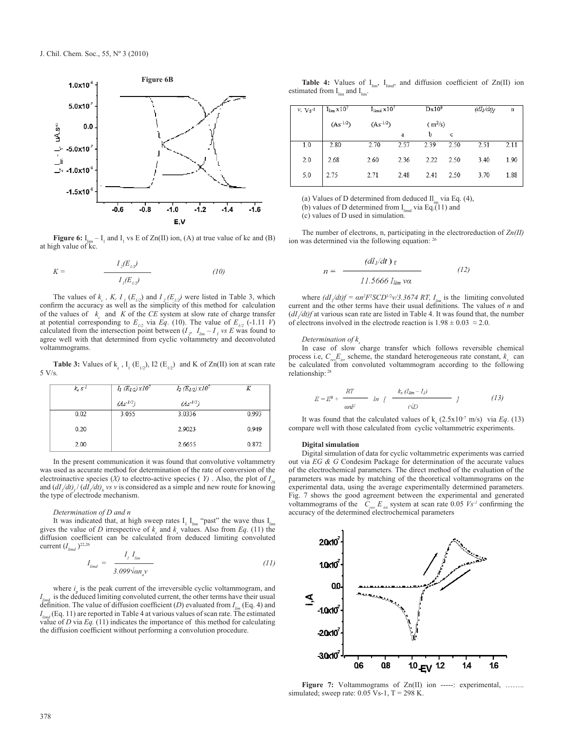**Figure 6:** $I_{lim} - I_1$ and $I_1$ vs E of Zn(II) ion, (A) at true value of kc and (B) at high value of kc.

$$K = \frac{I_2(E_{1/2})}{I_1(E_{1/2})} \qquad (10)$$

The values of $k_c$, $K$, $I_1(E_{1/2})$ and $I_2(E_{1/2})$ were listed in Table 3, which confirm the accuracy as well as the simplicity of this method for calculation of the values of $k_c$ and $K$ of the *CE* system at slow rate of charge transfer at potential corresponding to $E_{1/2}$ via *Eq*. (10). The value of $E_{1/2}$ (-1.11 *V*) calculated from the intersection point between ($I_2$, $I_{lim} - I_1$ *vs E* was found to agree well with that determined from cyclic voltammetry and deconvoluted voltammograms.

**Table 3:** Values of $k_c$, $I_1(E_{1/2})$, I2 $(E_{1/2})$ and K of Zn(II) ion at scan rate 5 V/s.

| $k_c$ s$^{-1}$ | $I_1(E_{1/2})\,x10^7$ ($As^{-1/2}$) | $I_2(E_{1/2})\,x10^7$ ($As^{-1/2}$) | K |
|---|---|---|---|
| 0.02 | 3.055 | 3.0336 | 0.993 |
| 0.20 | | 2.9023 | 0.949 |
| 2.00 | | 2.6655 | 0.872 |

In the present communication it was found that convolutive voltammetry was used as accurate method for determination of the rate of conversion of the electroinactive species (*X*) to electro-active species ( *Y*) . Also, the plot of $I_{1h}$ and $(dI_1/dt)_f$ / $(dI_1/dt)_b$ *vs v* is considered as a simple and new route for knowing the type of electrode mechanism.

*Determination of D and n*

It was indicated that, at high sweep rates $I_1$ $I_{lim}$ "past" the wave thus $I_{lim}$ gives the value of *D* irrespective of $k_c$ and $k_s$ values. Also from *Eq*. (11) the diffusion coefficient can be calculated from deduced limiting convoluted current ($I_{limd}$)[22,26]

$$I_{limd} = \frac{I_1\, I_{lim}}{3.099\sqrt{\alpha n_a v}} \qquad (11)$$

where $i_p$ is the peak current of the irreversible cyclic voltammogram, and $I_{limd}$ is the deduced limiting convoluted current, the other terms have their usual definition. The value of diffusion coefficient (*D*) evaluated from $I_{lim}$ (Eq. 4) and $I_{limd}$ (Eq. 11) are reported in Table 4 at various values of scan rate. The estimated value of *D* via *Eq.* (11) indicates the importance of this method for calculating the diffusion coefficient without performing a convolution procedure.

**Table 4:** Values of $I_{lim}$, $I_{limd}$, and diffusion coefficient of Zn(II) ion estimated from $I_{lim}$ and $I_{lim}$.

| $v$, Vs$^{-1}$ | $I_{lim}$ x10$^7$ ($As^{-1/2}$) | $I_{limd}$ x10$^7$ ($As^{-1/2}$) | Dx10$^9$ ($m^2/s$) a | b | c | $(dI_1/dt)_f$ | n |
|---|---|---|---|---|---|---|---|
| 1.0 | 2.80 | 2.70 | 2.57 | 2.39 | 2.50 | 2.51 | 2.11 |
| 2.0 | 2.68 | 2.60 | 2.36 | 2.22 | 2.50 | 3.40 | 1.90 |
| 5.0 | 2.75 | 2.71 | 2.48 | 2.41 | 2.50 | 3.70 | 1.88 |

(a) Values of D determined from deduced $I_{lim}$ via Eq. (4),
(b) values of D determined from $I_{limd}$ via Eq.(11) and
(c) values of D used in simulation.

The number of electrons, n, participating in the electroreduction of *Zn(II)* ion was determined via the following equation: [26]

$$n = \frac{(dI_1/dt)_f}{11.5666\, I_{lim}\, v\alpha} \qquad (12)$$

where $(dI_1/dt)_f = \alpha n^2F^2SCD^{1/2}v/3.3674\,RT$, $I_{lim}$ is the limiting convoluted current and the other terms have their usual definitions. The values of *n* and $(dI_1/dt)_f$ at various scan rate are listed in Table 4. It was found that, the number of electrons involved in the electrode reaction is 1.98 ± 0.03 ≈ 2.0.

*Determination of $k_s$*

In case of slow charge transfer which follows reversible chemical process i.e, $C_{rev}E_{irr}$ scheme, the standard heterogeneous rate constant, $k_s$ can be calculated from convoluted voltammogram according to the following relationship: [28]

$$E = E^0 + \frac{RT}{\alpha nF} \ln \left[ \frac{k_s\,(I_{lim} - I_1)}{i\sqrt{D}} \right] \qquad (13)$$

It was found that the calculated values of $k_s$ ($2.5x10^{-7}$ m/s) via *Eq*. (13) compare well with those calculated from cyclic voltammetric experiments.

**Digital simulation**

Digital simulation of data for cyclic voltammetric experiments was carried out via *EG & G* Condesim Package for determination of the accurate values of the electrochemical parameters. The direct method of the evaluation of the parameters was made by matching of the theoretical voltammograms on the experimental data, using the average experimentally determined parameters. Fig. 7 shows the good agreement between the experimental and generated voltammograms of the $C_{rev}E_{irr}$ system at scan rate 0.05 $Vs^{-1}$ confirming the accuracy of the determined electrochemical parameters

**Figure 7:** Voltammograms of Zn(II) ion -----: experimental, …….. simulated; sweep rate: 0.05 Vs-1, T = 298 K.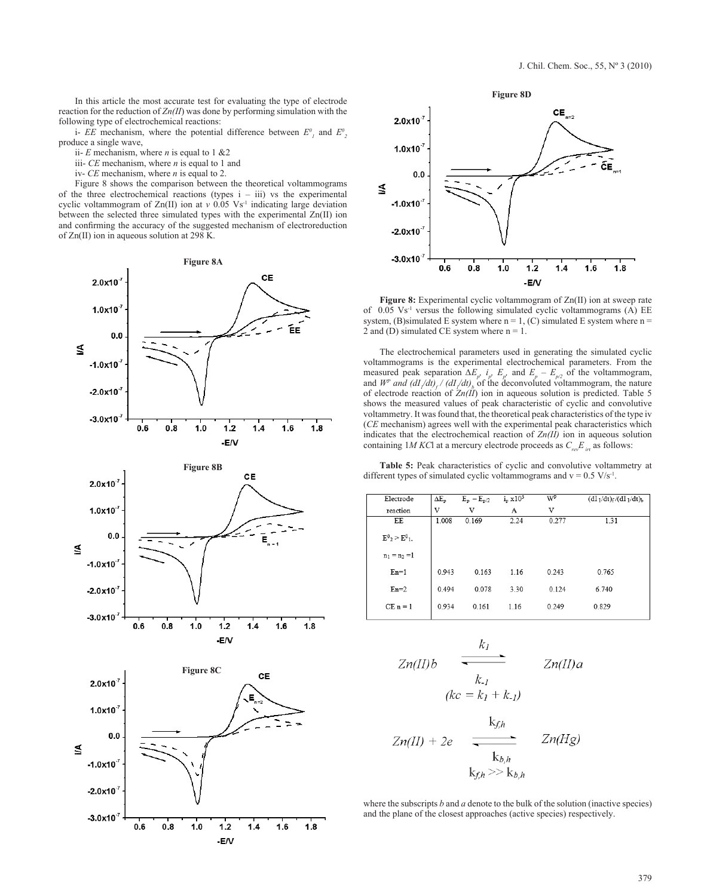In this article the most accurate test for evaluating the type of electrode reaction for the reduction of *Zn(II)* was done by performing simulation with the following type of electrochemical reactions:

i- *EE* mechanism, where the potential difference between $E^0_1$ and $E^0_2$ produce a single wave,

ii- *E* mechanism, where *n* is equal to 1 &2

iii- *CE* mechanism, where *n* is equal to 1 and

iv- *CE* mechanism, where *n* is equal to 2.

Figure 8 shows the comparison between the theoretical voltammograms of the three electrochemical reactions (types i – iii) vs the experimental cyclic voltammogram of Zn(II) ion at *v* 0.05 Vs$^{-1}$ indicating large deviation between the selected three simulated types with the experimental Zn(II) ion and confirming the accuracy of the suggested mechanism of electroreduction of Zn(II) ion in aqueous solution at 298 K.

**Figure 8A**

**Figure 8B**

**Figure 8C**

**Figure 8D**

**Figure 8:** Experimental cyclic voltammogram of Zn(II) ion at sweep rate of 0.05 Vs$^{-1}$ versus the following simulated cyclic voltammograms (A) EE system, (B)simulated E system where n = 1, (C) simulated E system where n = 2 and (D) simulated CE system where n = 1.

The electrochemical parameters used in generating the simulated cyclic voltammograms is the experimental electrochemical parameters. From the measured peak separation $\Delta E_p$, $i_p$, $E_p$, and $E_p - E_{p/2}$ of the voltammogram, and $W^p$ and $(dI_1/dt)_f / (dI_1/dt)_b$ of the deconvoluted voltammogram, the nature of electrode reaction of *Zn(II)* ion in aqueous solution is predicted. Table 5 shows the measured values of peak characteristic of cyclic and convolutive voltammetry. It was found that, the theoretical peak characteristics of the type iv (*CE* mechanism) agrees well with the experimental peak characteristics which indicates that the electrochemical reaction of *Zn(II)* ion in aqueous solution containing 1*M KC*l at a mercury electrode proceeds as $C_{rev}E_{irr}$ as follows:

**Table 5:** Peak characteristics of cyclic and convolutive voltammetry at different types of simulated cyclic voltammograms and v = 0.5 V/s$^{-1}$.

| Electrode reaction | $\Delta E_p$ V | $E_p - E_{p/2}$ V | $i_p \times 10^3$ A | $W^p$ V | $(dI_1/dt)_f/(dI_1/dt)_b$ |
|---|---|---|---|---|---|
| EE $E^0_2 > E^0_1$, $n_1 = n_2 = 1$ | 1.008 | 0.169 | 2.24 | 0.277 | 1.31 |
| En=1 | 0.943 | 0.163 | 1.16 | 0.243 | 0.765 |
| En=2 | 0.494 | 0.078 | 3.30 | 0.124 | 6.740 |
| CE n = 1 | 0.934 | 0.161 | 1.16 | 0.249 | 0.829 |

$$Zn(II)b \underset{k_{-1}}{\overset{k_1}{\rightleftharpoons}} Zn(II)a$$

$$(kc = k_1 + k_{-1})$$

$$Zn(II) + 2e \underset{k_{b,h}}{\overset{k_{f,h}}{\rightleftharpoons}} Zn(Hg)$$

$$k_{f,h} >> k_{b,h}$$

where the subscripts *b* and *a* denote to the bulk of the solution (inactive species) and the plane of the closest approaches (active species) respectively.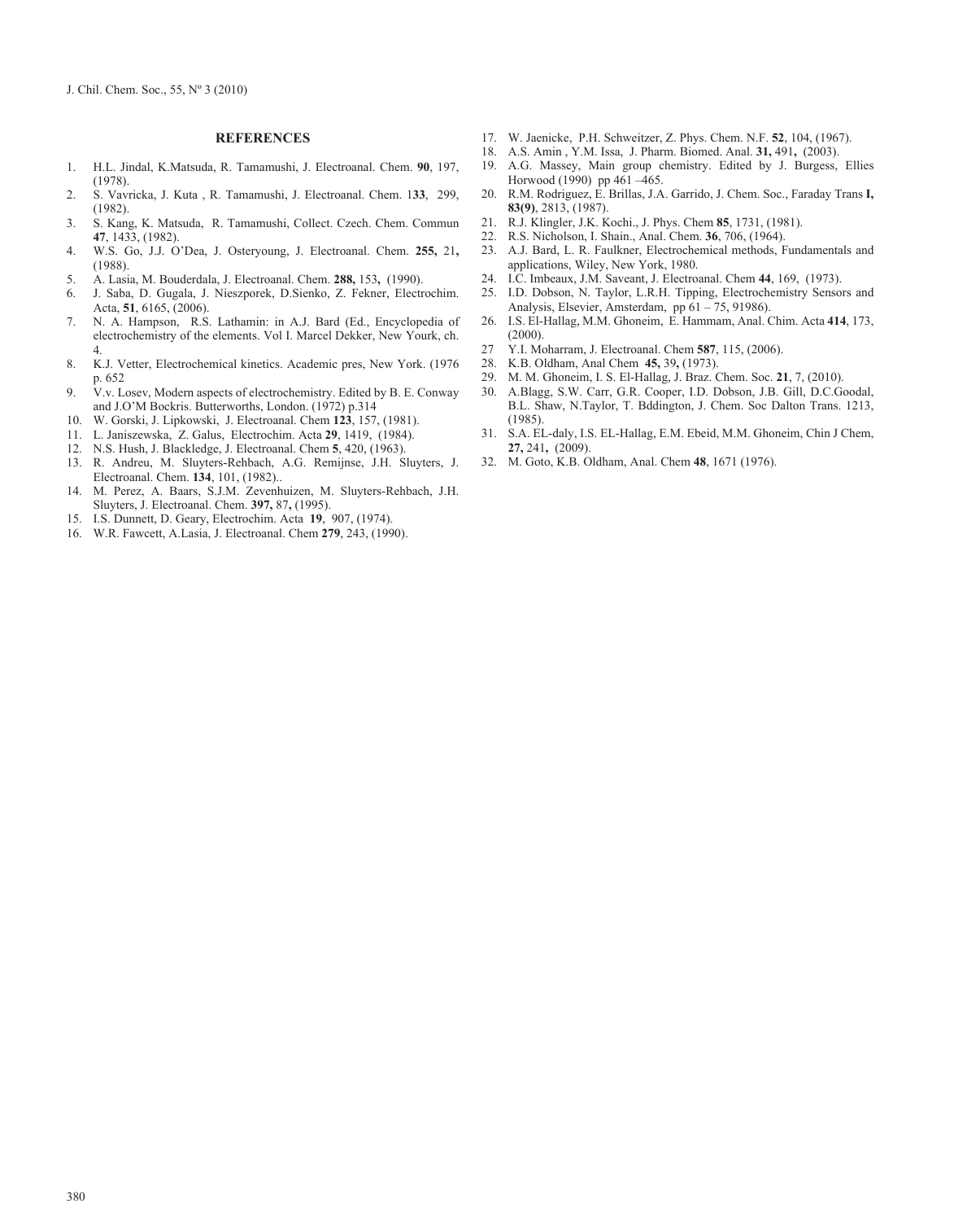## REFERENCES

1. H.L. Jindal, K.Matsuda, R. Tamamushi, J. Electroanal. Chem. **90**, 197, (1978).
2. S. Vavricka, J. Kuta , R. Tamamushi, J. Electroanal. Chem. 1**33**, 299, (1982).
3. S. Kang, K. Matsuda, R. Tamamushi, Collect. Czech. Chem. Commun **47**, 1433, (1982).
4. W.S. Go, J.J. O'Dea, J. Osteryoung, J. Electroanal. Chem. **255,** 21**,** (1988).
5. A. Lasia, M. Bouderdala, J. Electroanal. Chem. **288,** 153**,** (1990).
6. J. Saba, D. Gugala, J. Nieszporek, D.Sienko, Z. Fekner, Electrochim. Acta, **51**, 6165, (2006).
7. N. A. Hampson, R.S. Lathamin: in A.J. Bard (Ed., Encyclopedia of electrochemistry of the elements. Vol I. Marcel Dekker, New Yourk, ch. 4.
8. K.J. Vetter, Electrochemical kinetics. Academic pres, New York. (1976 p. 652
9. V.v. Losev, Modern aspects of electrochemistry. Edited by B. E. Conway and J.O'M Bockris. Butterworths, London. (1972) p.314
10. W. Gorski, J. Lipkowski, J. Electroanal. Chem **123**, 157, (1981).
11. L. Janiszewska, Z. Galus, Electrochim. Acta **29**, 1419, (1984).
12. N.S. Hush, J. Blackledge, J. Electroanal. Chem **5**, 420, (1963).
13. R. Andreu, M. Sluyters-Rehbach, A.G. Remijnse, J.H. Sluyters, J. Electroanal. Chem. **134**, 101, (1982)..
14. M. Perez, A. Baars, S.J.M. Zevenhuizen, M. Sluyters-Rehbach, J.H. Sluyters, J. Electroanal. Chem. **397,** 87**,** (1995).
15. I.S. Dunnett, D. Geary, Electrochim. Acta **19**, 907, (1974).
16. W.R. Fawcett, A.Lasia, J. Electroanal. Chem **279**, 243, (1990).
17. W. Jaenicke, P.H. Schweitzer, Z. Phys. Chem. N.F. **52**, 104, (1967).
18. A.S. Amin , Y.M. Issa, J. Pharm. Biomed. Anal. **31,** 491**,** (2003).
19. A.G. Massey, Main group chemistry. Edited by J. Burgess, Ellies Horwood (1990) pp 461 –465.
20. R.M. Rodriguez, E. Brillas, J.A. Garrido, J. Chem. Soc., Faraday Trans **I, 83(9)**, 2813, (1987).
21. R.J. Klingler, J.K. Kochi., J. Phys. Chem **85**, 1731, (1981).
22. R.S. Nicholson, I. Shain., Anal. Chem. **36**, 706, (1964).
23. A.J. Bard, L. R. Faulkner, Electrochemical methods, Fundamentals and applications, Wiley, New York, 1980.
24. I.C. Imbeaux, J.M. Saveant, J. Electroanal. Chem **44**, 169, (1973).
25. I.D. Dobson, N. Taylor, L.R.H. Tipping, Electrochemistry Sensors and Analysis, Elsevier, Amsterdam, pp 61 – 75, 91986).
26. I.S. El-Hallag, M.M. Ghoneim, E. Hammam, Anal. Chim. Acta **414**, 173, (2000).
27. Y.I. Moharram, J. Electroanal. Chem **587**, 115, (2006).
28. K.B. Oldham, Anal Chem **45,** 39**,** (1973).
29. M. M. Ghoneim, I. S. El-Hallag, J. Braz. Chem. Soc. **21**, 7, (2010).
30. A.Blagg, S.W. Carr, G.R. Cooper, I.D. Dobson, J.B. Gill, D.C.Goodal, B.L. Shaw, N.Taylor, T. Bddington, J. Chem. Soc Dalton Trans. 1213, (1985).
31. S.A. EL-daly, I.S. EL-Hallag, E.M. Ebeid, M.M. Ghoneim, Chin J Chem, **27,** 241**,** (2009).
32. M. Goto, K.B. Oldham, Anal. Chem **48**, 1671 (1976).